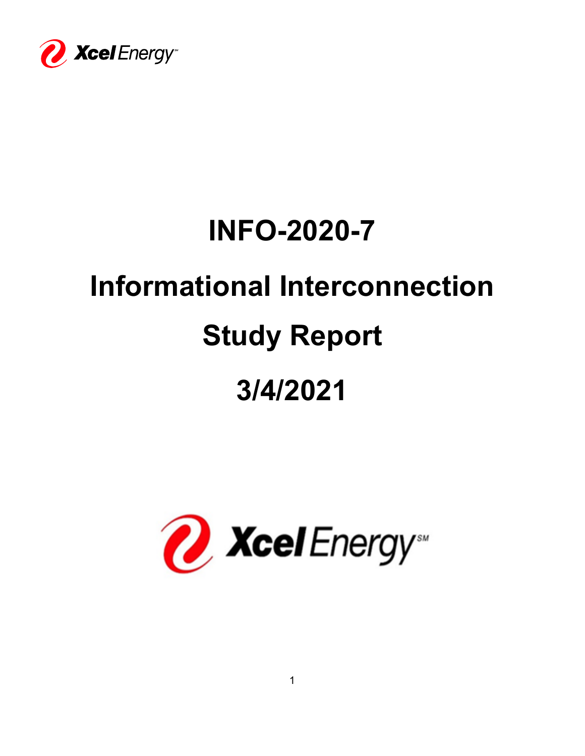# INFO-2020-7

# Informational Interconnection Study Report

# 3/4/2021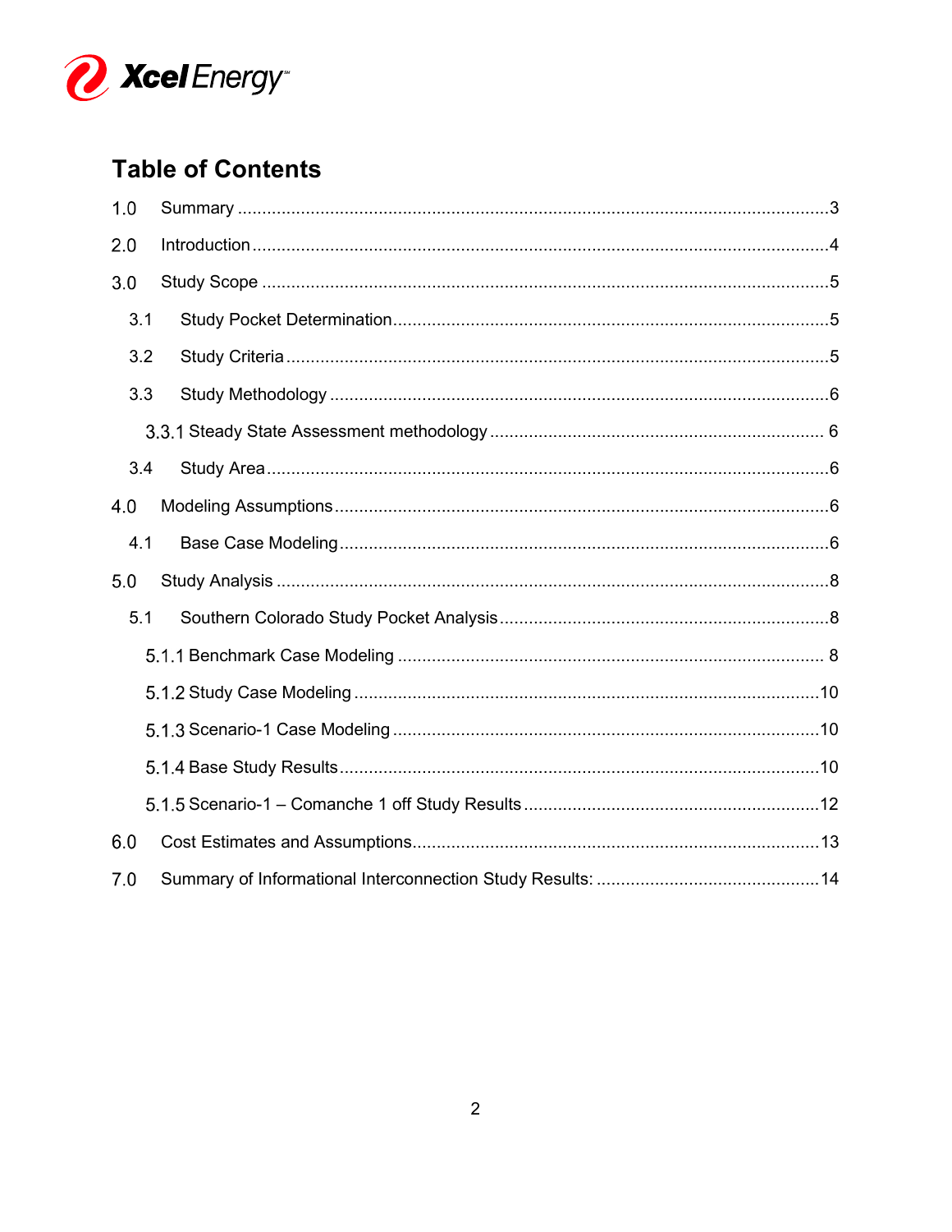# Table of Contents

1.0 Summary ........................................................................................................3

2.0 Introduction .....................................................................................................4

3.0 Study Scope ....................................................................................................5

3.1 Study Pocket Determination .........................................................................5

3.2 Study Criteria ...............................................................................................5

3.3 Study Methodology ......................................................................................6

3.3.1 Steady State Assessment methodology .................................................... 6

3.4 Study Area ....................................................................................................6

4.0 Modeling Assumptions ....................................................................................6

4.1 Base Case Modeling .....................................................................................6

5.0 Study Analysis .................................................................................................8

5.1 Southern Colorado Study Pocket Analysis ...................................................8

5.1.1 Benchmark Case Modeling ...................................................................... 8

5.1.2 Study Case Modeling ...............................................................................10

5.1.3 Scenario-1 Case Modeling .......................................................................10

5.1.4 Base Study Results ..................................................................................10

5.1.5 Scenario-1 – Comanche 1 off Study Results ............................................12

6.0 Cost Estimates and Assumptions ...................................................................13

7.0 Summary of Informational Interconnection Study Results: .............................................14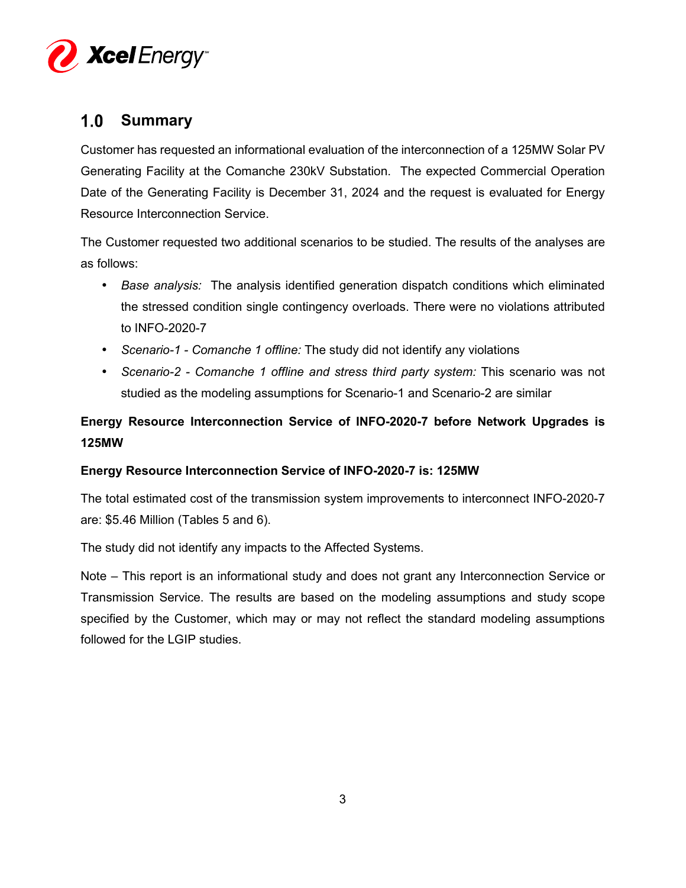# 1.0 Summary

Customer has requested an informational evaluation of the interconnection of a 125MW Solar PV Generating Facility at the Comanche 230kV Substation. The expected Commercial Operation Date of the Generating Facility is December 31, 2024 and the request is evaluated for Energy Resource Interconnection Service.

The Customer requested two additional scenarios to be studied. The results of the analyses are as follows:

- *Base analysis:* The analysis identified generation dispatch conditions which eliminated the stressed condition single contingency overloads. There were no violations attributed to INFO-2020-7
- *Scenario-1 - Comanche 1 offline:* The study did not identify any violations
- *Scenario-2 - Comanche 1 offline and stress third party system:* This scenario was not studied as the modeling assumptions for Scenario-1 and Scenario-2 are similar

**Energy Resource Interconnection Service of INFO-2020-7 before Network Upgrades is 125MW**

**Energy Resource Interconnection Service of INFO-2020-7 is: 125MW**

The total estimated cost of the transmission system improvements to interconnect INFO-2020-7 are: $5.46 Million (Tables 5 and 6).

The study did not identify any impacts to the Affected Systems.

Note – This report is an informational study and does not grant any Interconnection Service or Transmission Service. The results are based on the modeling assumptions and study scope specified by the Customer, which may or may not reflect the standard modeling assumptions followed for the LGIP studies.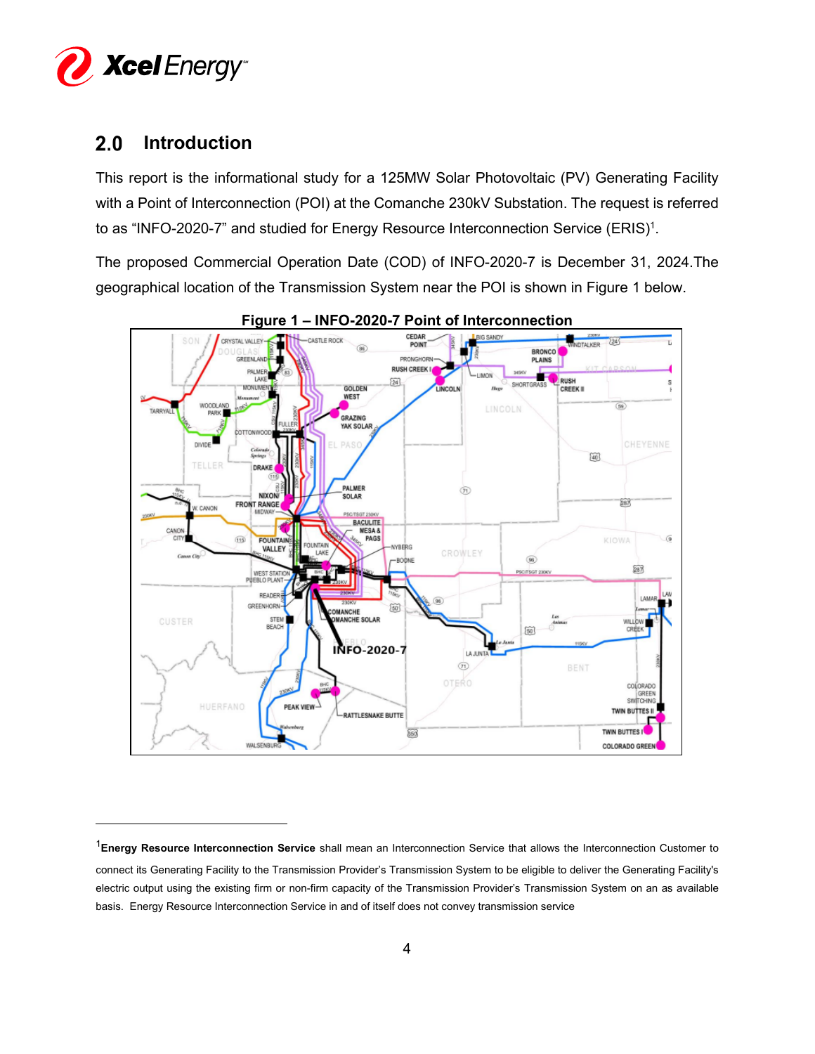## 2.0 Introduction

This report is the informational study for a 125MW Solar Photovoltaic (PV) Generating Facility with a Point of Interconnection (POI) at the Comanche 230kV Substation. The request is referred to as “INFO-2020-7” and studied for Energy Resource Interconnection Service (ERIS)[1].

The proposed Commercial Operation Date (COD) of INFO-2020-7 is December 31, 2024.The geographical location of the Transmission System near the POI is shown in Figure 1 below.

**Figure 1 – INFO-2020-7 Point of Interconnection**

---

[1]**Energy Resource Interconnection Service** shall mean an Interconnection Service that allows the Interconnection Customer to connect its Generating Facility to the Transmission Provider’s Transmission System to be eligible to deliver the Generating Facility's electric output using the existing firm or non-firm capacity of the Transmission Provider’s Transmission System on an as available basis. Energy Resource Interconnection Service in and of itself does not convey transmission service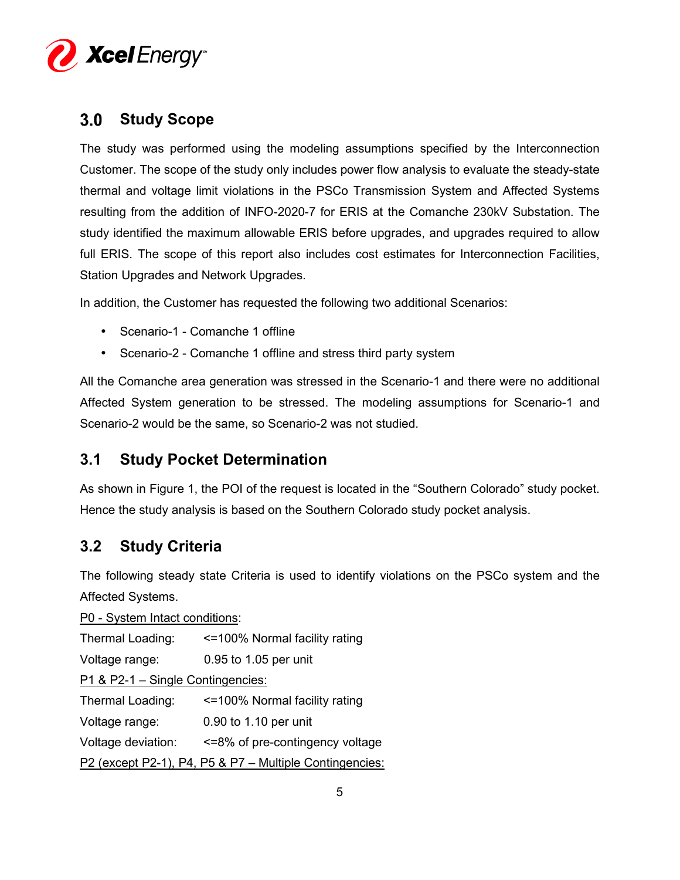## 3.0 Study Scope

The study was performed using the modeling assumptions specified by the Interconnection Customer. The scope of the study only includes power flow analysis to evaluate the steady-state thermal and voltage limit violations in the PSCo Transmission System and Affected Systems resulting from the addition of INFO-2020-7 for ERIS at the Comanche 230kV Substation. The study identified the maximum allowable ERIS before upgrades, and upgrades required to allow full ERIS. The scope of this report also includes cost estimates for Interconnection Facilities, Station Upgrades and Network Upgrades.

In addition, the Customer has requested the following two additional Scenarios:

- Scenario-1 - Comanche 1 offline
- Scenario-2 - Comanche 1 offline and stress third party system

All the Comanche area generation was stressed in the Scenario-1 and there were no additional Affected System generation to be stressed. The modeling assumptions for Scenario-1 and Scenario-2 would be the same, so Scenario-2 was not studied.

## 3.1 Study Pocket Determination

As shown in Figure 1, the POI of the request is located in the "Southern Colorado" study pocket. Hence the study analysis is based on the Southern Colorado study pocket analysis.

## 3.2 Study Criteria

The following steady state Criteria is used to identify violations on the PSCo system and the Affected Systems.

<u>P0 - System Intact conditions</u>:

Thermal Loading: <=100% Normal facility rating

Voltage range: 0.95 to 1.05 per unit

<u>P1 & P2-1 – Single Contingencies:</u>

Thermal Loading: <=100% Normal facility rating

Voltage range: 0.90 to 1.10 per unit

Voltage deviation: <=8% of pre-contingency voltage

<u>P2 (except P2-1), P4, P5 & P7 – Multiple Contingencies:</u>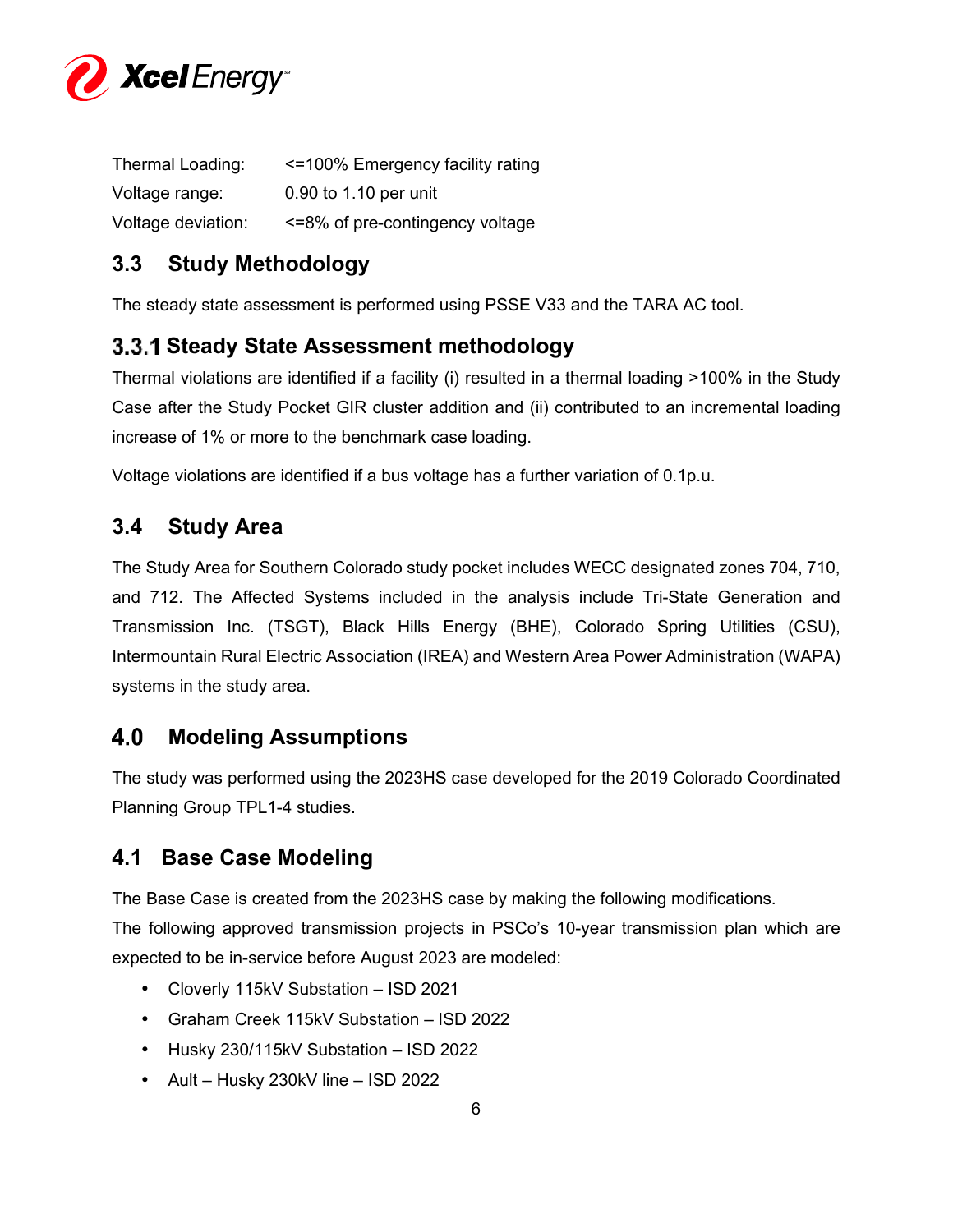| | |
|---|---|
| Thermal Loading: | <=100% Emergency facility rating |
| Voltage range: | 0.90 to 1.10 per unit |
| Voltage deviation: | <=8% of pre-contingency voltage |

## 3.3 Study Methodology

The steady state assessment is performed using PSSE V33 and the TARA AC tool.

### 3.3.1 Steady State Assessment methodology

Thermal violations are identified if a facility (i) resulted in a thermal loading >100% in the Study Case after the Study Pocket GIR cluster addition and (ii) contributed to an incremental loading increase of 1% or more to the benchmark case loading.

Voltage violations are identified if a bus voltage has a further variation of 0.1p.u.

## 3.4 Study Area

The Study Area for Southern Colorado study pocket includes WECC designated zones 704, 710, and 712. The Affected Systems included in the analysis include Tri-State Generation and Transmission Inc. (TSGT), Black Hills Energy (BHE), Colorado Spring Utilities (CSU), Intermountain Rural Electric Association (IREA) and Western Area Power Administration (WAPA) systems in the study area.

# 4.0 Modeling Assumptions

The study was performed using the 2023HS case developed for the 2019 Colorado Coordinated Planning Group TPL1-4 studies.

## 4.1 Base Case Modeling

The Base Case is created from the 2023HS case by making the following modifications.

The following approved transmission projects in PSCo's 10-year transmission plan which are expected to be in-service before August 2023 are modeled:

- Cloverly 115kV Substation – ISD 2021
- Graham Creek 115kV Substation – ISD 2022
- Husky 230/115kV Substation – ISD 2022
- Ault – Husky 230kV line – ISD 2022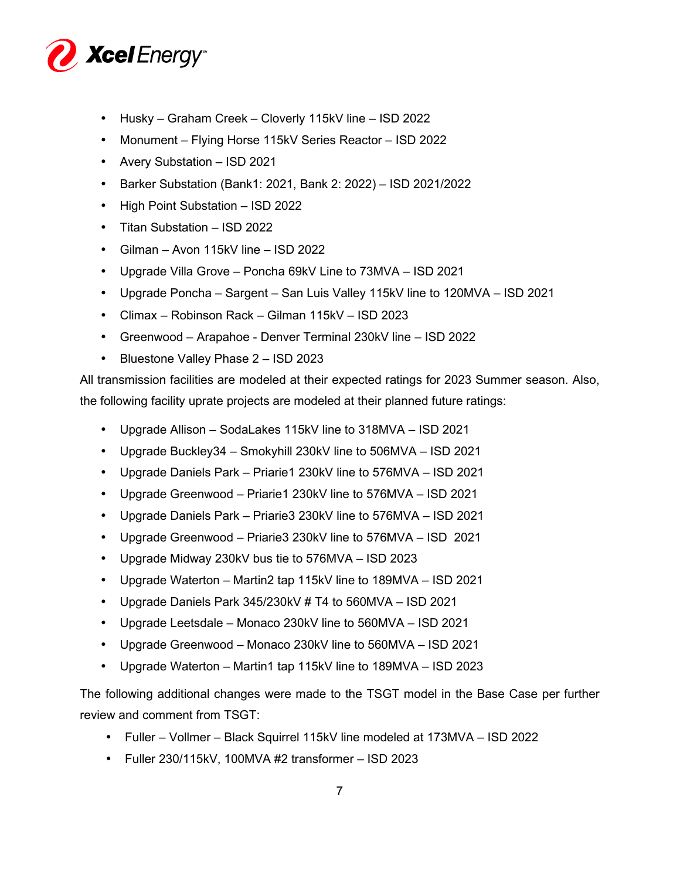- Husky – Graham Creek – Cloverly 115kV line – ISD 2022
- Monument – Flying Horse 115kV Series Reactor – ISD 2022
- Avery Substation – ISD 2021
- Barker Substation (Bank1: 2021, Bank 2: 2022) – ISD 2021/2022
- High Point Substation – ISD 2022
- Titan Substation – ISD 2022
- Gilman – Avon 115kV line – ISD 2022
- Upgrade Villa Grove – Poncha 69kV Line to 73MVA – ISD 2021
- Upgrade Poncha – Sargent – San Luis Valley 115kV line to 120MVA – ISD 2021
- Climax – Robinson Rack – Gilman 115kV – ISD 2023
- Greenwood – Arapahoe - Denver Terminal 230kV line – ISD 2022
- Bluestone Valley Phase 2 – ISD 2023

All transmission facilities are modeled at their expected ratings for 2023 Summer season. Also, the following facility uprate projects are modeled at their planned future ratings:

- Upgrade Allison – SodaLakes 115kV line to 318MVA – ISD 2021
- Upgrade Buckley34 – Smokyhill 230kV line to 506MVA – ISD 2021
- Upgrade Daniels Park – Priarie1 230kV line to 576MVA – ISD 2021
- Upgrade Greenwood – Priarie1 230kV line to 576MVA – ISD 2021
- Upgrade Daniels Park – Priarie3 230kV line to 576MVA – ISD 2021
- Upgrade Greenwood – Priarie3 230kV line to 576MVA – ISD 2021
- Upgrade Midway 230kV bus tie to 576MVA – ISD 2023
- Upgrade Waterton – Martin2 tap 115kV line to 189MVA – ISD 2021
- Upgrade Daniels Park 345/230kV # T4 to 560MVA – ISD 2021
- Upgrade Leetsdale – Monaco 230kV line to 560MVA – ISD 2021
- Upgrade Greenwood – Monaco 230kV line to 560MVA – ISD 2021
- Upgrade Waterton – Martin1 tap 115kV line to 189MVA – ISD 2023

The following additional changes were made to the TSGT model in the Base Case per further review and comment from TSGT:

- Fuller – Vollmer – Black Squirrel 115kV line modeled at 173MVA – ISD 2022
- Fuller 230/115kV, 100MVA #2 transformer – ISD 2023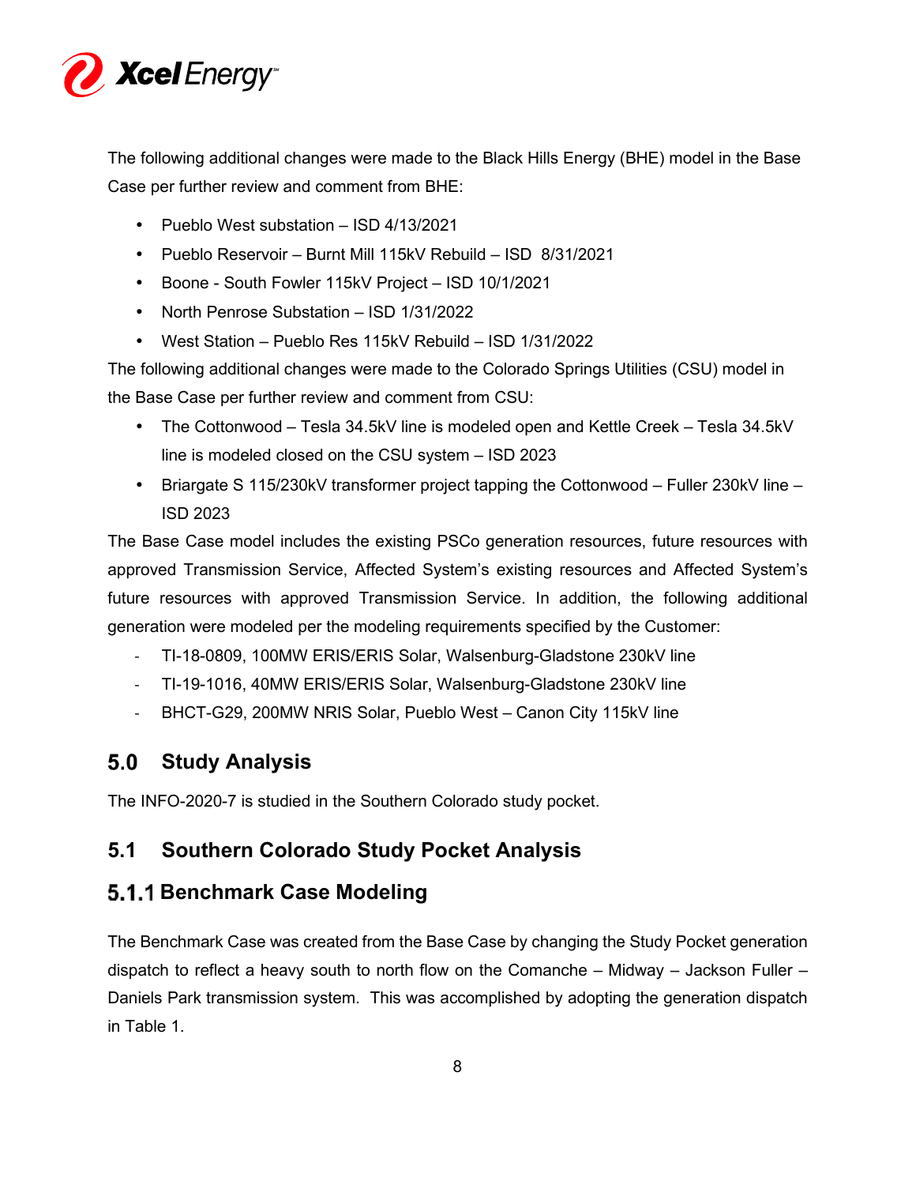The following additional changes were made to the Black Hills Energy (BHE) model in the Base Case per further review and comment from BHE:

- Pueblo West substation – ISD 4/13/2021
- Pueblo Reservoir – Burnt Mill 115kV Rebuild – ISD 8/31/2021
- Boone - South Fowler 115kV Project – ISD 10/1/2021
- North Penrose Substation – ISD 1/31/2022
- West Station – Pueblo Res 115kV Rebuild – ISD 1/31/2022

The following additional changes were made to the Colorado Springs Utilities (CSU) model in the Base Case per further review and comment from CSU:

- The Cottonwood – Tesla 34.5kV line is modeled open and Kettle Creek – Tesla 34.5kV line is modeled closed on the CSU system – ISD 2023
- Briargate S 115/230kV transformer project tapping the Cottonwood – Fuller 230kV line – ISD 2023

The Base Case model includes the existing PSCo generation resources, future resources with approved Transmission Service, Affected System's existing resources and Affected System's future resources with approved Transmission Service. In addition, the following additional generation were modeled per the modeling requirements specified by the Customer:

- TI-18-0809, 100MW ERIS/ERIS Solar, Walsenburg-Gladstone 230kV line
- TI-19-1016, 40MW ERIS/ERIS Solar, Walsenburg-Gladstone 230kV line
- BHCT-G29, 200MW NRIS Solar, Pueblo West – Canon City 115kV line

## 5.0 Study Analysis

The INFO-2020-7 is studied in the Southern Colorado study pocket.

## 5.1 Southern Colorado Study Pocket Analysis

### 5.1.1 Benchmark Case Modeling

The Benchmark Case was created from the Base Case by changing the Study Pocket generation dispatch to reflect a heavy south to north flow on the Comanche – Midway – Jackson Fuller – Daniels Park transmission system. This was accomplished by adopting the generation dispatch in Table 1.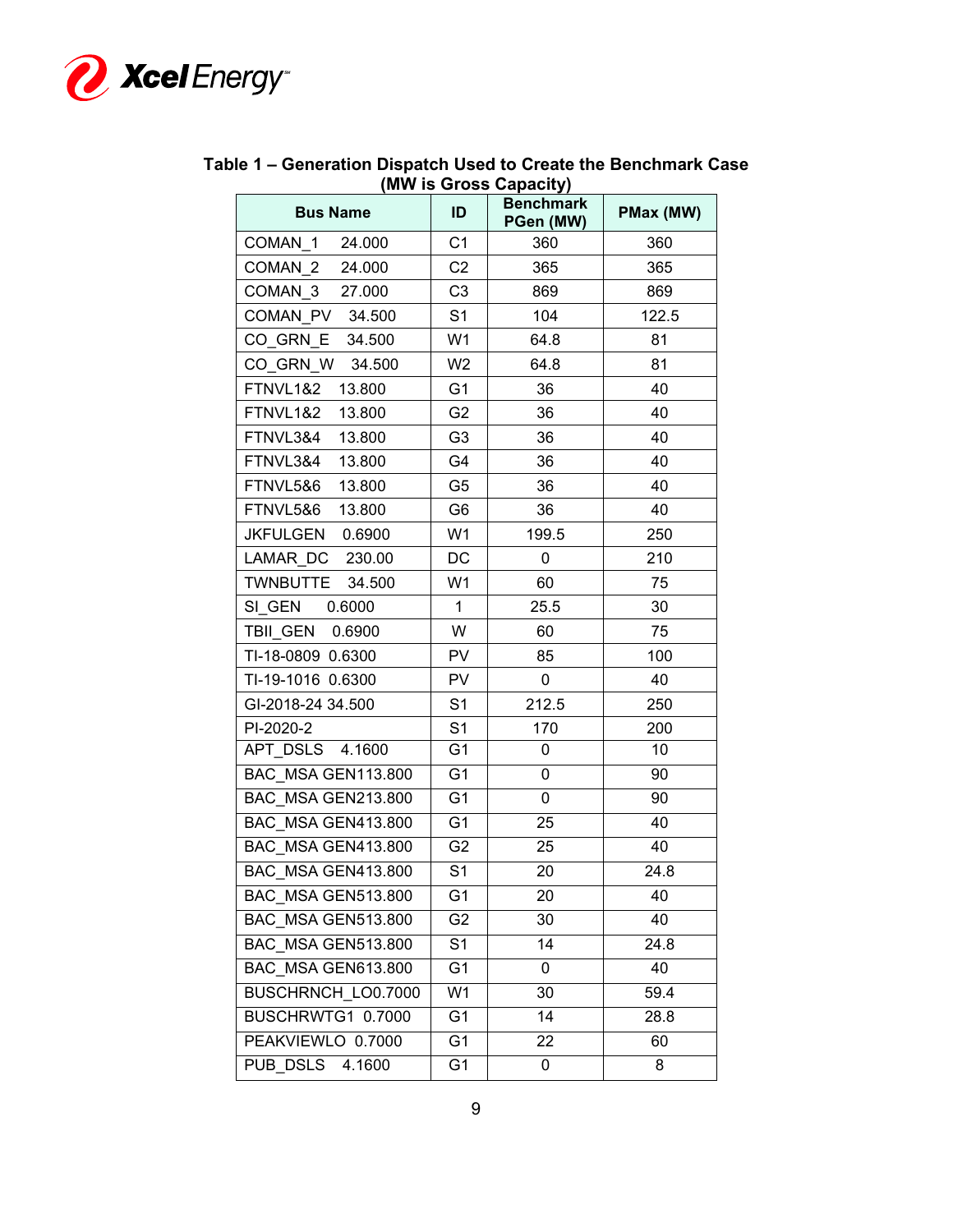**Table 1 – Generation Dispatch Used to Create the Benchmark Case (MW is Gross Capacity)**

| Bus Name | ID | Benchmark PGen (MW) | PMax (MW) |
|---|---|---|---|
| COMAN_1 24.000 | C1 | 360 | 360 |
| COMAN_2 24.000 | C2 | 365 | 365 |
| COMAN_3 27.000 | C3 | 869 | 869 |
| COMAN_PV 34.500 | S1 | 104 | 122.5 |
| CO_GRN_E 34.500 | W1 | 64.8 | 81 |
| CO_GRN_W 34.500 | W2 | 64.8 | 81 |
| FTNVL1&2 13.800 | G1 | 36 | 40 |
| FTNVL1&2 13.800 | G2 | 36 | 40 |
| FTNVL3&4 13.800 | G3 | 36 | 40 |
| FTNVL3&4 13.800 | G4 | 36 | 40 |
| FTNVL5&6 13.800 | G5 | 36 | 40 |
| FTNVL5&6 13.800 | G6 | 36 | 40 |
| JKFULGEN 0.6900 | W1 | 199.5 | 250 |
| LAMAR_DC 230.00 | DC | 0 | 210 |
| TWNBUTTE 34.500 | W1 | 60 | 75 |
| SI_GEN 0.6000 | 1 | 25.5 | 30 |
| TBII_GEN 0.6900 | W | 60 | 75 |
| TI-18-0809 0.6300 | PV | 85 | 100 |
| TI-19-1016 0.6300 | PV | 0 | 40 |
| GI-2018-24 34.500 | S1 | 212.5 | 250 |
| PI-2020-2 | S1 | 170 | 200 |
| APT_DSLS 4.1600 | G1 | 0 | 10 |
| BAC_MSA GEN113.800 | G1 | 0 | 90 |
| BAC_MSA GEN213.800 | G1 | 0 | 90 |
| BAC_MSA GEN413.800 | G1 | 25 | 40 |
| BAC_MSA GEN413.800 | G2 | 25 | 40 |
| BAC_MSA GEN413.800 | S1 | 20 | 24.8 |
| BAC_MSA GEN513.800 | G1 | 20 | 40 |
| BAC_MSA GEN513.800 | G2 | 30 | 40 |
| BAC_MSA GEN513.800 | S1 | 14 | 24.8 |
| BAC_MSA GEN613.800 | G1 | 0 | 40 |
| BUSCHRNCH_LO0.7000 | W1 | 30 | 59.4 |
| BUSCHRWTG1 0.7000 | G1 | 14 | 28.8 |
| PEAKVIEWLO 0.7000 | G1 | 22 | 60 |
| PUB_DSLS 4.1600 | G1 | 0 | 8 |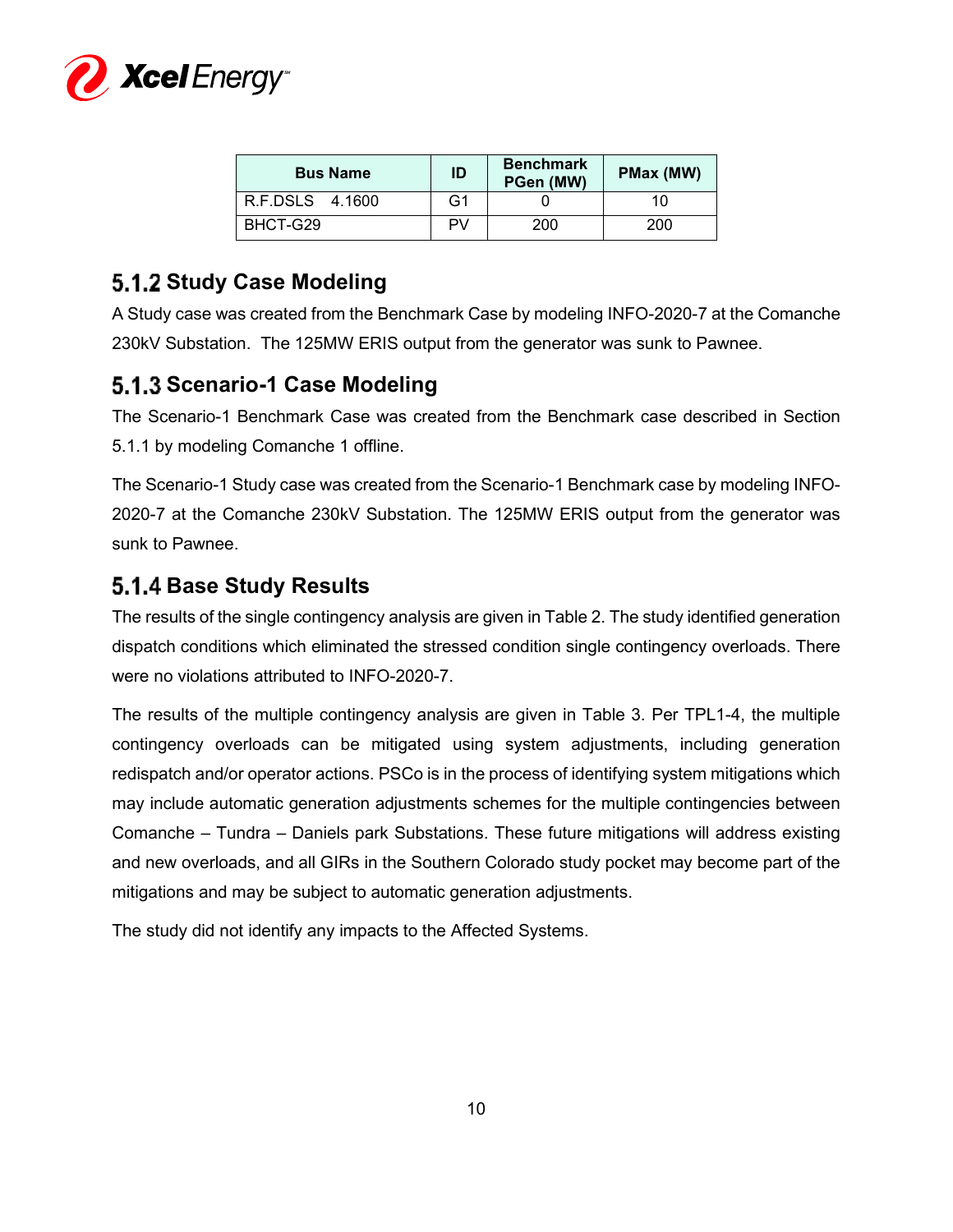| Bus Name | ID | Benchmark PGen (MW) | PMax (MW) |
|---|---|---|---|
| R.F.DSLS 4.1600 | G1 | 0 | 10 |
| BHCT-G29 | PV | 200 | 200 |

### 5.1.2 Study Case Modeling

A Study case was created from the Benchmark Case by modeling INFO-2020-7 at the Comanche 230kV Substation. The 125MW ERIS output from the generator was sunk to Pawnee.

### 5.1.3 Scenario-1 Case Modeling

The Scenario-1 Benchmark Case was created from the Benchmark case described in Section 5.1.1 by modeling Comanche 1 offline.

The Scenario-1 Study case was created from the Scenario-1 Benchmark case by modeling INFO-2020-7 at the Comanche 230kV Substation. The 125MW ERIS output from the generator was sunk to Pawnee.

### 5.1.4 Base Study Results

The results of the single contingency analysis are given in Table 2. The study identified generation dispatch conditions which eliminated the stressed condition single contingency overloads. There were no violations attributed to INFO-2020-7.

The results of the multiple contingency analysis are given in Table 3. Per TPL1-4, the multiple contingency overloads can be mitigated using system adjustments, including generation redispatch and/or operator actions. PSCo is in the process of identifying system mitigations which may include automatic generation adjustments schemes for the multiple contingencies between Comanche – Tundra – Daniels park Substations. These future mitigations will address existing and new overloads, and all GIRs in the Southern Colorado study pocket may become part of the mitigations and may be subject to automatic generation adjustments.

The study did not identify any impacts to the Affected Systems.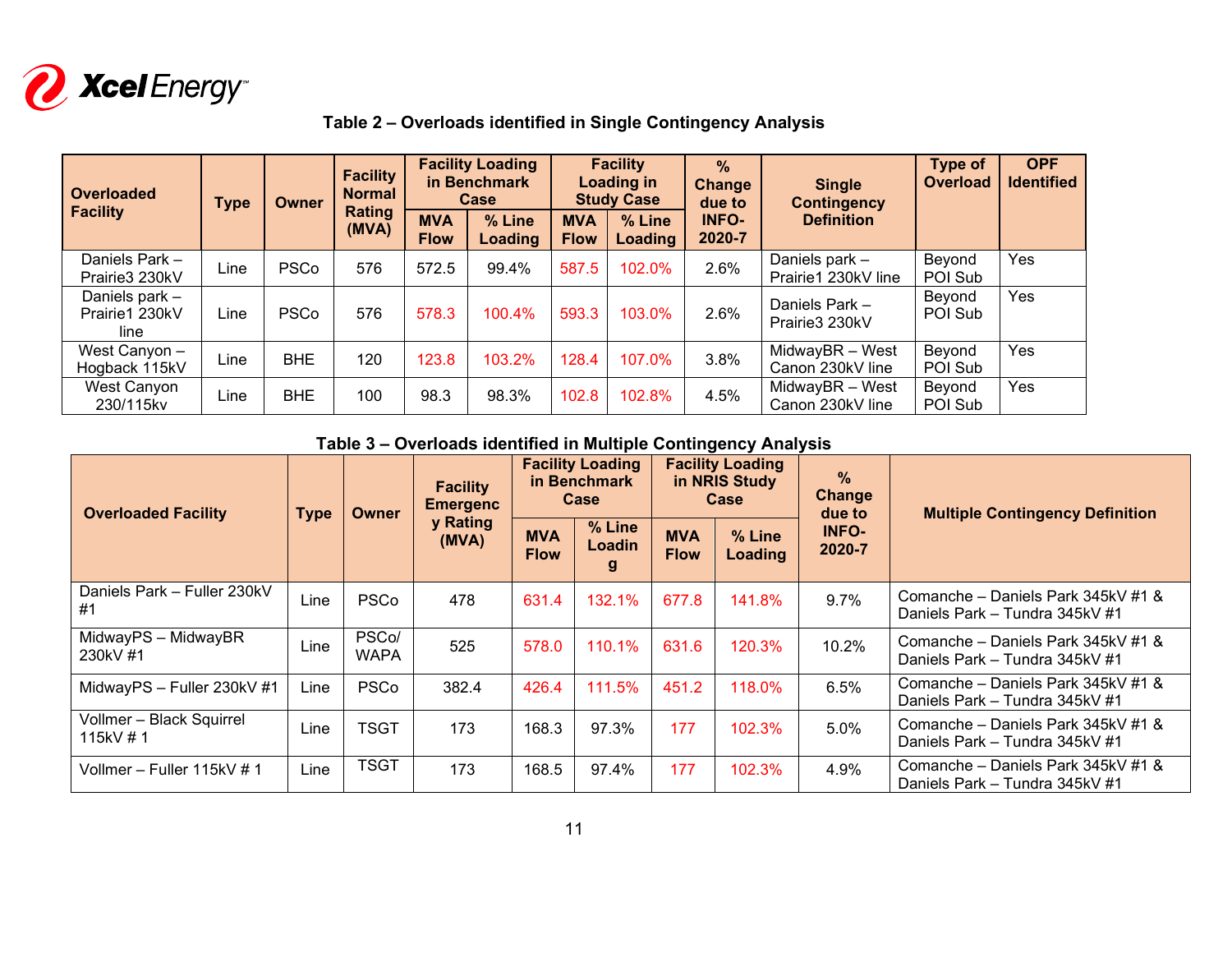**Table 2 – Overloads identified in Single Contingency Analysis**

| Overloaded Facility | Type | Owner | Facility Normal Rating (MVA) | Facility Loading in Benchmark Case | | Facility Loading in Study Case | | % Change due to INFO-2020-7 | Single Contingency Definition | Type of Overload | OPF Identified |
|---|---|---|---|---|---|---|---|---|---|---|---|
| | | | | MVA Flow | % Line Loading | MVA Flow | % Line Loading | | | | |
| Daniels Park – Prairie3 230kV | Line | PSCo | 576 | 572.5 | 99.4% | 587.5 | 102.0% | 2.6% | Daniels park – Prairie1 230kV line | Beyond POI Sub | Yes |
| Daniels park – Prairie1 230kV line | Line | PSCo | 576 | 578.3 | 100.4% | 593.3 | 103.0% | 2.6% | Daniels Park – Prairie3 230kV | Beyond POI Sub | Yes |
| West Canyon – Hogback 115kV | Line | BHE | 120 | 123.8 | 103.2% | 128.4 | 107.0% | 3.8% | MidwayBR – West Canon 230kV line | Beyond POI Sub | Yes |
| West Canyon 230/115kv | Line | BHE | 100 | 98.3 | 98.3% | 102.8 | 102.8% | 4.5% | MidwayBR – West Canon 230kV line | Beyond POI Sub | Yes |

**Table 3 – Overloads identified in Multiple Contingency Analysis**

| Overloaded Facility | Type | Owner | Facility Emergency Rating (MVA) | Facility Loading in Benchmark Case | | Facility Loading in NRIS Study Case | | % Change due to INFO-2020-7 | Multiple Contingency Definition |
|---|---|---|---|---|---|---|---|---|---|
| | | | | MVA Flow | % Line Loading | MVA Flow | % Line Loading | | |
| Daniels Park – Fuller 230kV #1 | Line | PSCo | 478 | 631.4 | 132.1% | 677.8 | 141.8% | 9.7% | Comanche – Daniels Park 345kV #1 & Daniels Park – Tundra 345kV #1 |
| MidwayPS – MidwayBR 230kV #1 | Line | PSCo/ WAPA | 525 | 578.0 | 110.1% | 631.6 | 120.3% | 10.2% | Comanche – Daniels Park 345kV #1 & Daniels Park – Tundra 345kV #1 |
| MidwayPS – Fuller 230kV #1 | Line | PSCo | 382.4 | 426.4 | 111.5% | 451.2 | 118.0% | 6.5% | Comanche – Daniels Park 345kV #1 & Daniels Park – Tundra 345kV #1 |
| Vollmer – Black Squirrel 115kV # 1 | Line | TSGT | 173 | 168.3 | 97.3% | 177 | 102.3% | 5.0% | Comanche – Daniels Park 345kV #1 & Daniels Park – Tundra 345kV #1 |
| Vollmer – Fuller 115kV # 1 | Line | TSGT | 173 | 168.5 | 97.4% | 177 | 102.3% | 4.9% | Comanche – Daniels Park 345kV #1 & Daniels Park – Tundra 345kV #1 |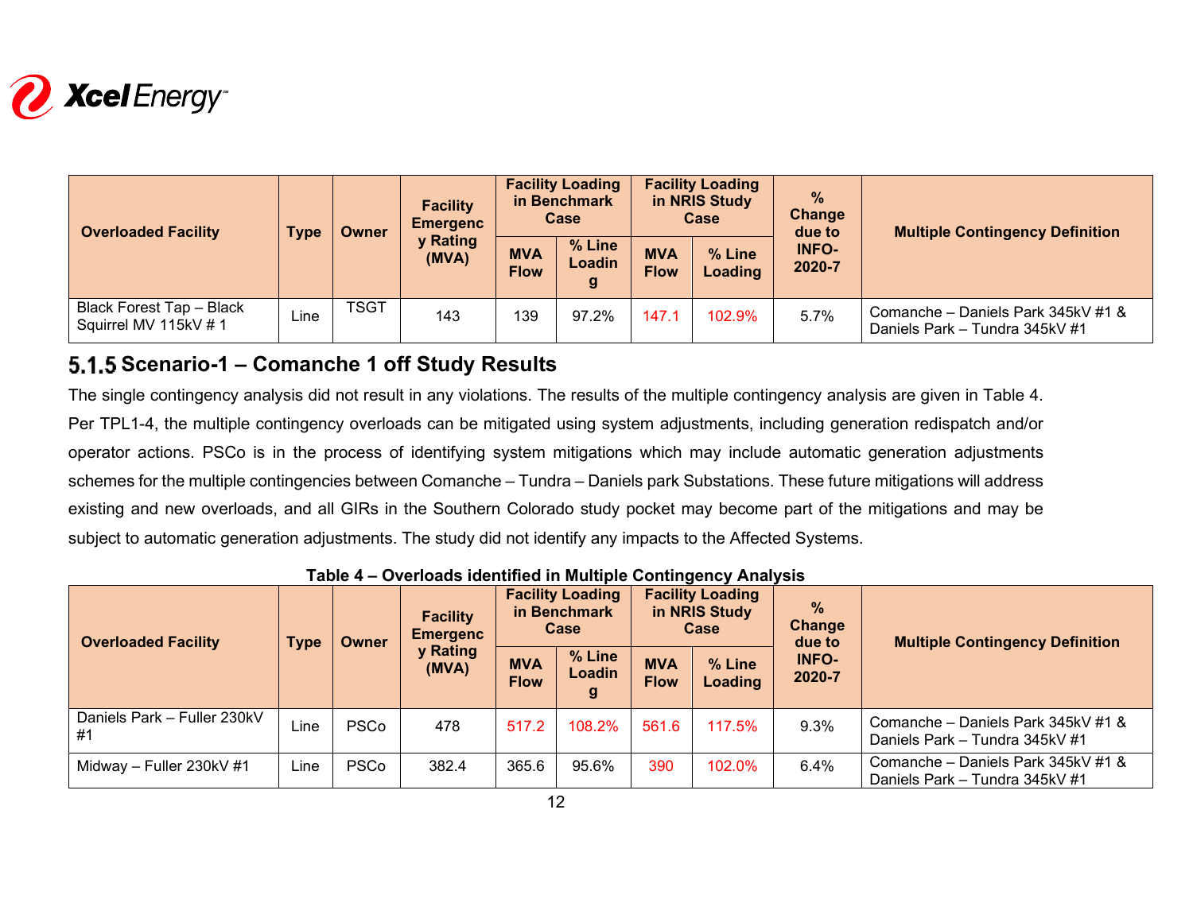| Overloaded Facility | Type | Owner | Facility Emergency Rating (MVA) | Facility Loading in Benchmark Case | | Facility Loading in NRIS Study Case | | % Change due to INFO-2020-7 | Multiple Contingency Definition |
|---|---|---|---|---|---|---|---|---|---|
| | | | | MVA Flow | % Line Loading | MVA Flow | % Line Loading | | |
| Black Forest Tap – Black Squirrel MV 115kV # 1 | Line | TSGT | 143 | 139 | 97.2% | 147.1 | 102.9% | 5.7% | Comanche – Daniels Park 345kV #1 & Daniels Park – Tundra 345kV #1 |

### 5.1.5 Scenario-1 – Comanche 1 off Study Results

The single contingency analysis did not result in any violations. The results of the multiple contingency analysis are given in Table 4. Per TPL1-4, the multiple contingency overloads can be mitigated using system adjustments, including generation redispatch and/or operator actions. PSCo is in the process of identifying system mitigations which may include automatic generation adjustments schemes for the multiple contingencies between Comanche – Tundra – Daniels park Substations. These future mitigations will address existing and new overloads, and all GIRs in the Southern Colorado study pocket may become part of the mitigations and may be subject to automatic generation adjustments. The study did not identify any impacts to the Affected Systems.

**Table 4 – Overloads identified in Multiple Contingency Analysis**

| Overloaded Facility | Type | Owner | Facility Emergency Rating (MVA) | Facility Loading in Benchmark Case | | Facility Loading in NRIS Study Case | | % Change due to INFO-2020-7 | Multiple Contingency Definition |
|---|---|---|---|---|---|---|---|---|---|
| | | | | MVA Flow | % Line Loading | MVA Flow | % Line Loading | | |
| Daniels Park – Fuller 230kV #1 | Line | PSCo | 478 | 517.2 | 108.2% | 561.6 | 117.5% | 9.3% | Comanche – Daniels Park 345kV #1 & Daniels Park – Tundra 345kV #1 |
| Midway – Fuller 230kV #1 | Line | PSCo | 382.4 | 365.6 | 95.6% | 390 | 102.0% | 6.4% | Comanche – Daniels Park 345kV #1 & Daniels Park – Tundra 345kV #1 |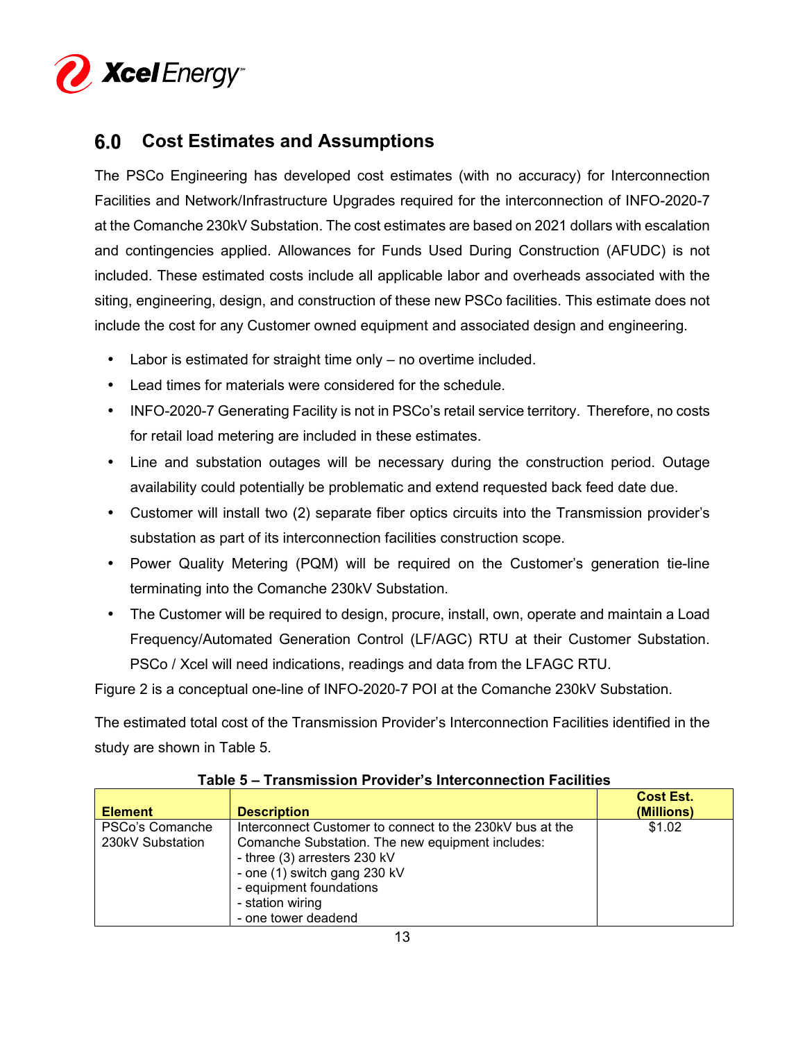## 6.0 Cost Estimates and Assumptions

The PSCo Engineering has developed cost estimates (with no accuracy) for Interconnection Facilities and Network/Infrastructure Upgrades required for the interconnection of INFO-2020-7 at the Comanche 230kV Substation. The cost estimates are based on 2021 dollars with escalation and contingencies applied. Allowances for Funds Used During Construction (AFUDC) is not included. These estimated costs include all applicable labor and overheads associated with the siting, engineering, design, and construction of these new PSCo facilities. This estimate does not include the cost for any Customer owned equipment and associated design and engineering.

- Labor is estimated for straight time only – no overtime included.
- Lead times for materials were considered for the schedule.
- INFO-2020-7 Generating Facility is not in PSCo's retail service territory. Therefore, no costs for retail load metering are included in these estimates.
- Line and substation outages will be necessary during the construction period. Outage availability could potentially be problematic and extend requested back feed date due.
- Customer will install two (2) separate fiber optics circuits into the Transmission provider's substation as part of its interconnection facilities construction scope.
- Power Quality Metering (PQM) will be required on the Customer's generation tie-line terminating into the Comanche 230kV Substation.
- The Customer will be required to design, procure, install, own, operate and maintain a Load Frequency/Automated Generation Control (LF/AGC) RTU at their Customer Substation. PSCo / Xcel will need indications, readings and data from the LFAGC RTU.

Figure 2 is a conceptual one-line of INFO-2020-7 POI at the Comanche 230kV Substation.

The estimated total cost of the Transmission Provider's Interconnection Facilities identified in the study are shown in Table 5.

**Table 5 – Transmission Provider's Interconnection Facilities**

| Element | Description | Cost Est. (Millions) |
|---|---|---|
| PSCo's Comanche 230kV Substation | Interconnect Customer to connect to the 230kV bus at the Comanche Substation. The new equipment includes:<br>- three (3) arresters 230 kV<br>- one (1) switch gang 230 kV<br>- equipment foundations<br>- station wiring<br>- one tower deadend | $1.02 |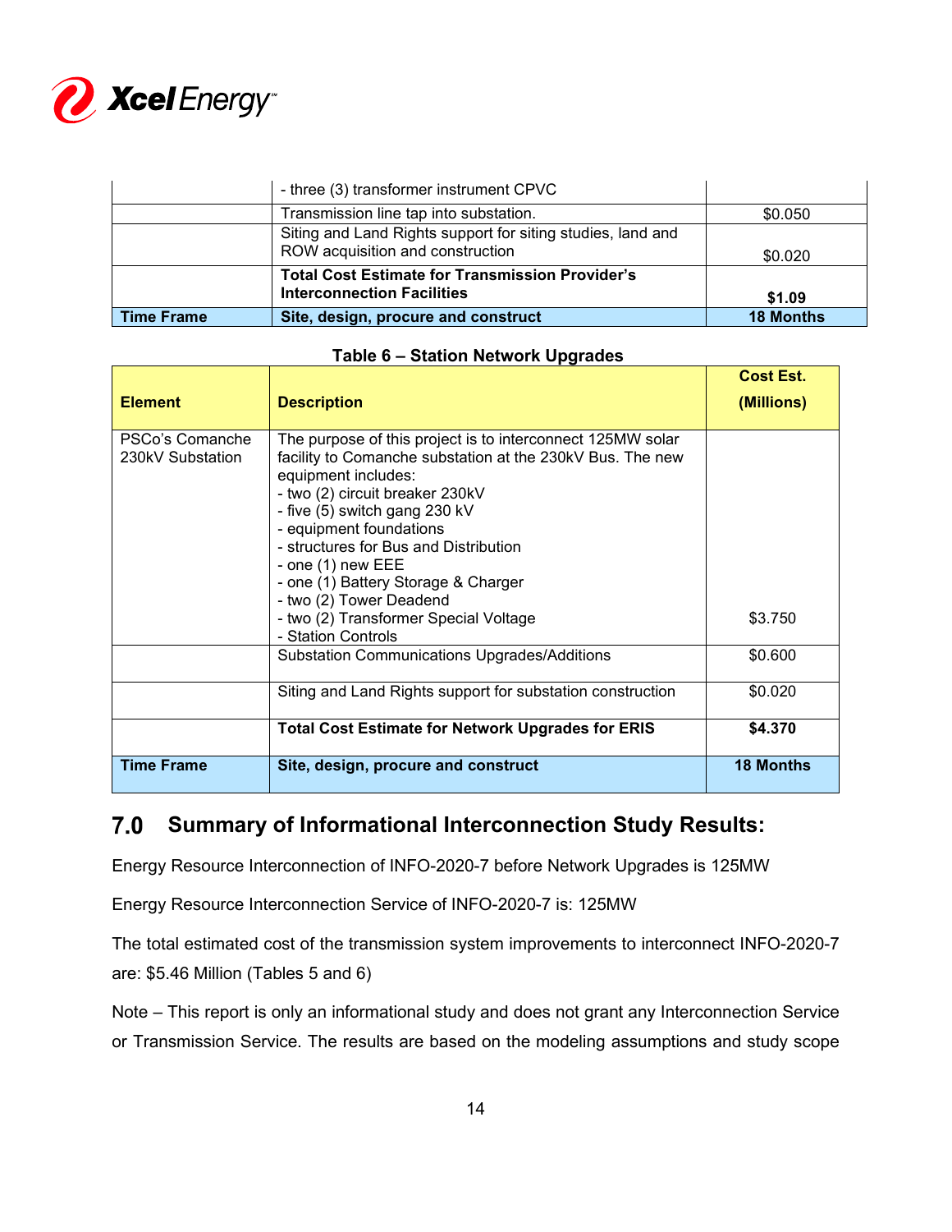| | | |
|---|---|---|
| | - three (3) transformer instrument CPVC | |
| | Transmission line tap into substation. | $0.050 |
| | Siting and Land Rights support for siting studies, land and ROW acquisition and construction | $0.020 |
| | **Total Cost Estimate for Transmission Provider's Interconnection Facilities** | **$1.09** |
| **Time Frame** | **Site, design, procure and construct** | **18 Months** |

**Table 6 – Station Network Upgrades**

| Element | Description | Cost Est. (Millions) |
|---|---|---|
| PSCo's Comanche 230kV Substation | The purpose of this project is to interconnect 125MW solar facility to Comanche substation at the 230kV Bus. The new equipment includes:<br>- two (2) circuit breaker 230kV<br>- five (5) switch gang 230 kV<br>- equipment foundations<br>- structures for Bus and Distribution<br>- one (1) new EEE<br>- one (1) Battery Storage & Charger<br>- two (2) Tower Deadend<br>- two (2) Transformer Special Voltage<br>- Station Controls | $3.750 |
| | Substation Communications Upgrades/Additions | $0.600 |
| | Siting and Land Rights support for substation construction | $0.020 |
| | **Total Cost Estimate for Network Upgrades for ERIS** | **$4.370** |
| **Time Frame** | **Site, design, procure and construct** | **18 Months** |

## 7.0 Summary of Informational Interconnection Study Results:

Energy Resource Interconnection of INFO-2020-7 before Network Upgrades is 125MW

Energy Resource Interconnection Service of INFO-2020-7 is: 125MW

The total estimated cost of the transmission system improvements to interconnect INFO-2020-7 are: $5.46 Million (Tables 5 and 6)

Note – This report is only an informational study and does not grant any Interconnection Service or Transmission Service. The results are based on the modeling assumptions and study scope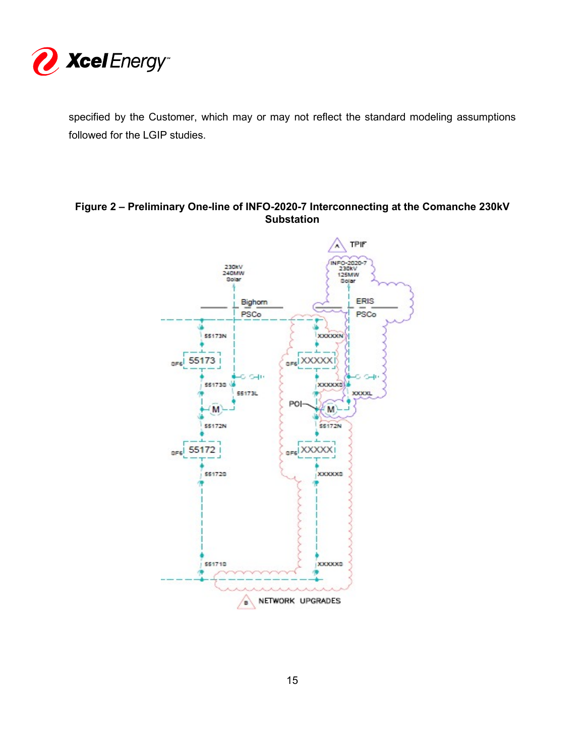specified by the Customer, which may or may not reflect the standard modeling assumptions followed for the LGIP studies.

**Figure 2 – Preliminary One-line of INFO-2020-7 Interconnecting at the Comanche 230kV Substation**

A TPIF

INFO-2020-7
230kV
125MW
Solar

230kV
240MW
Solar

Bighorn
PSCo

ERIS
PSCo

55173N

XXXXXN

SF6 55173

SF6 XXXXX

55173B

55173L

XXXXXB

XXXXL

M

POI

M

55172N

55172N

SF6 55172

SF6 XXXXX

55172B

XXXXXB

55171B

XXXXXB

B NETWORK UPGRADES